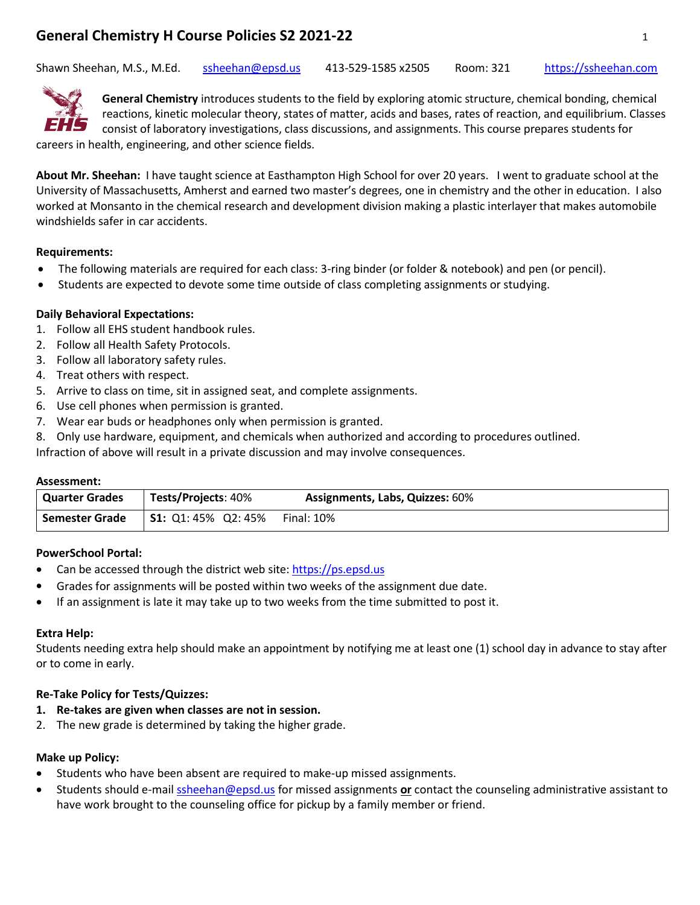# General Chemistry H Course Policies S2 2021-22

Shawn Sheehan, M.S., M.Ed. ssheehan@epsd.us 413-529-1585 x2505 Room: 321 https://ssheehan.com

**General Chemistry** introduces students to the field by exploring atomic structure, chemical bonding, chemical reactions, kinetic molecular theory, states of matter, acids and bases, rates of reaction, and equilibrium. Classes consist of laboratory investigations, class discussions, and assignments. This course prepares students for careers in health, engineering, and other science fields.

**About Mr. Sheehan:** I have taught science at Easthampton High School for over 20 years. I went to graduate school at the University of Massachusetts, Amherst and earned two master's degrees, one in chemistry and the other in education. I also worked at Monsanto in the chemical research and development division making a plastic interlayer that makes automobile windshields safer in car accidents.

**Requirements:**

- The following materials are required for each class: 3-ring binder (or folder & notebook) and pen (or pencil).
- Students are expected to devote some time outside of class completing assignments or studying.

**Daily Behavioral Expectations:**

1. Follow all EHS student handbook rules.
2. Follow all Health Safety Protocols.
3. Follow all laboratory safety rules.
4. Treat others with respect.
5. Arrive to class on time, sit in assigned seat, and complete assignments.
6. Use cell phones when permission is granted.
7. Wear ear buds or headphones only when permission is granted.
8. Only use hardware, equipment, and chemicals when authorized and according to procedures outlined.

Infraction of above will result in a private discussion and may involve consequences.

**Assessment:**

| **Quarter Grades** | **Tests/Projects**: 40% | **Assignments, Labs, Quizzes:** 60% |
|---|---|---|
| **Semester Grade** | **S1:** Q1: 45% Q2: 45% | Final: 10% |

**PowerSchool Portal:**

- Can be accessed through the district web site: https://ps.epsd.us
- Grades for assignments will be posted within two weeks of the assignment due date.
- If an assignment is late it may take up to two weeks from the time submitted to post it.

**Extra Help:**

Students needing extra help should make an appointment by notifying me at least one (1) school day in advance to stay after or to come in early.

**Re-Take Policy for Tests/Quizzes:**

1. **Re-takes are given when classes are not in session.**
2. The new grade is determined by taking the higher grade.

**Make up Policy:**

- Students who have been absent are required to make-up missed assignments.
- Students should e-mail ssheehan@epsd.us for missed assignments **or** contact the counseling administrative assistant to have work brought to the counseling office for pickup by a family member or friend.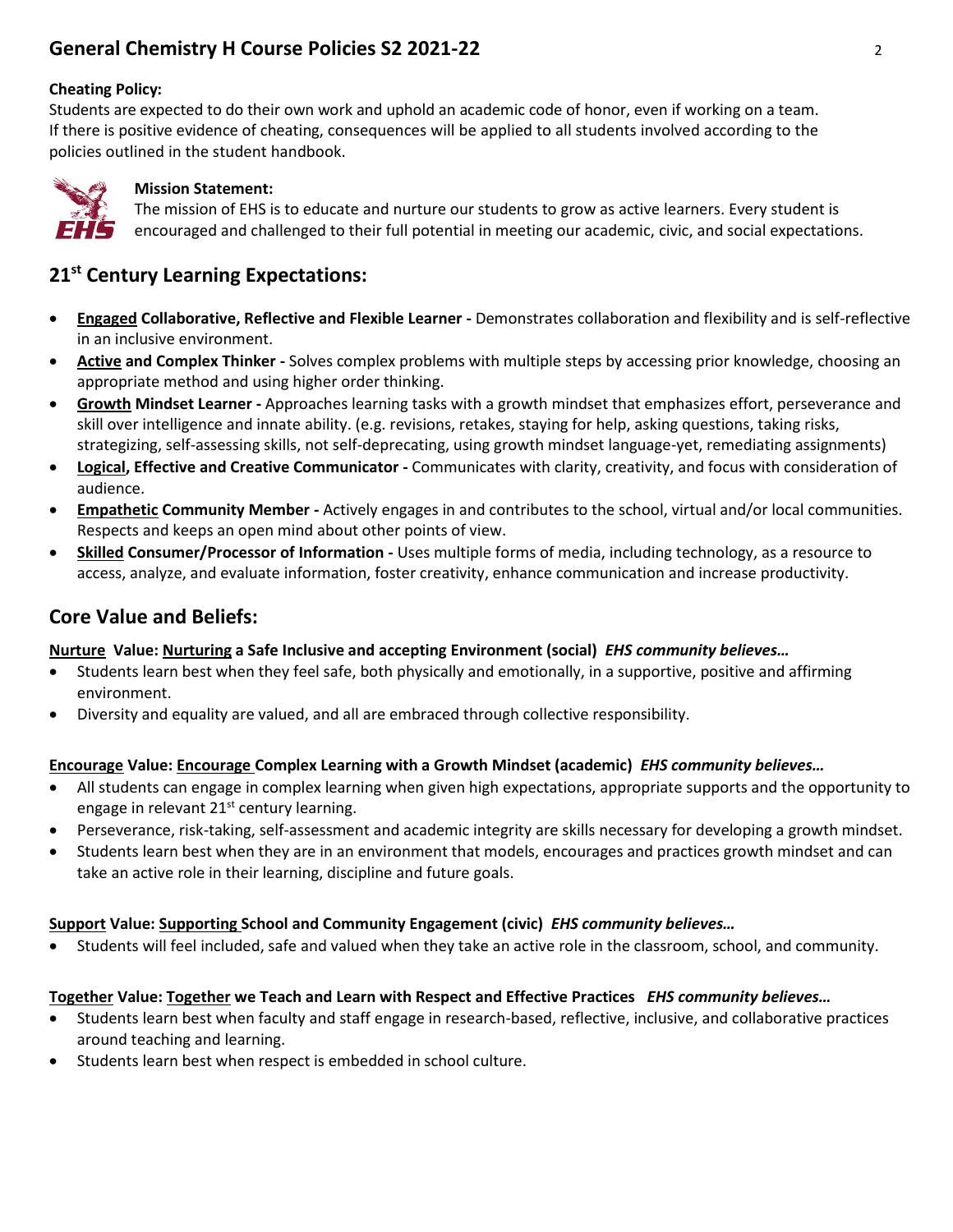## General Chemistry H Course Policies S2 2021-22

**Cheating Policy:**
Students are expected to do their own work and uphold an academic code of honor, even if working on a team. If there is positive evidence of cheating, consequences will be applied to all students involved according to the policies outlined in the student handbook.

**Mission Statement:**
The mission of EHS is to educate and nurture our students to grow as active learners. Every student is encouraged and challenged to their full potential in meeting our academic, civic, and social expectations.

## 21st Century Learning Expectations:

- **Engaged Collaborative, Reflective and Flexible Learner -** Demonstrates collaboration and flexibility and is self-reflective in an inclusive environment.
- **Active and Complex Thinker -** Solves complex problems with multiple steps by accessing prior knowledge, choosing an appropriate method and using higher order thinking.
- **Growth Mindset Learner -** Approaches learning tasks with a growth mindset that emphasizes effort, perseverance and skill over intelligence and innate ability. (e.g. revisions, retakes, staying for help, asking questions, taking risks, strategizing, self-assessing skills, not self-deprecating, using growth mindset language-yet, remediating assignments)
- **Logical, Effective and Creative Communicator -** Communicates with clarity, creativity, and focus with consideration of audience.
- **Empathetic Community Member -** Actively engages in and contributes to the school, virtual and/or local communities. Respects and keeps an open mind about other points of view.
- **Skilled Consumer/Processor of Information -** Uses multiple forms of media, including technology, as a resource to access, analyze, and evaluate information, foster creativity, enhance communication and increase productivity.

## Core Value and Beliefs:

**Nurture Value: Nurturing a Safe Inclusive and accepting Environment (social)** ***EHS community believes…***

- Students learn best when they feel safe, both physically and emotionally, in a supportive, positive and affirming environment.
- Diversity and equality are valued, and all are embraced through collective responsibility.

**Encourage Value: Encourage Complex Learning with a Growth Mindset (academic)** ***EHS community believes…***

- All students can engage in complex learning when given high expectations, appropriate supports and the opportunity to engage in relevant 21st century learning.
- Perseverance, risk-taking, self-assessment and academic integrity are skills necessary for developing a growth mindset.
- Students learn best when they are in an environment that models, encourages and practices growth mindset and can take an active role in their learning, discipline and future goals.

**Support Value: Supporting School and Community Engagement (civic)** ***EHS community believes…***

- Students will feel included, safe and valued when they take an active role in the classroom, school, and community.

**Together Value: Together we Teach and Learn with Respect and Effective Practices** ***EHS community believes…***

- Students learn best when faculty and staff engage in research-based, reflective, inclusive, and collaborative practices around teaching and learning.
- Students learn best when respect is embedded in school culture.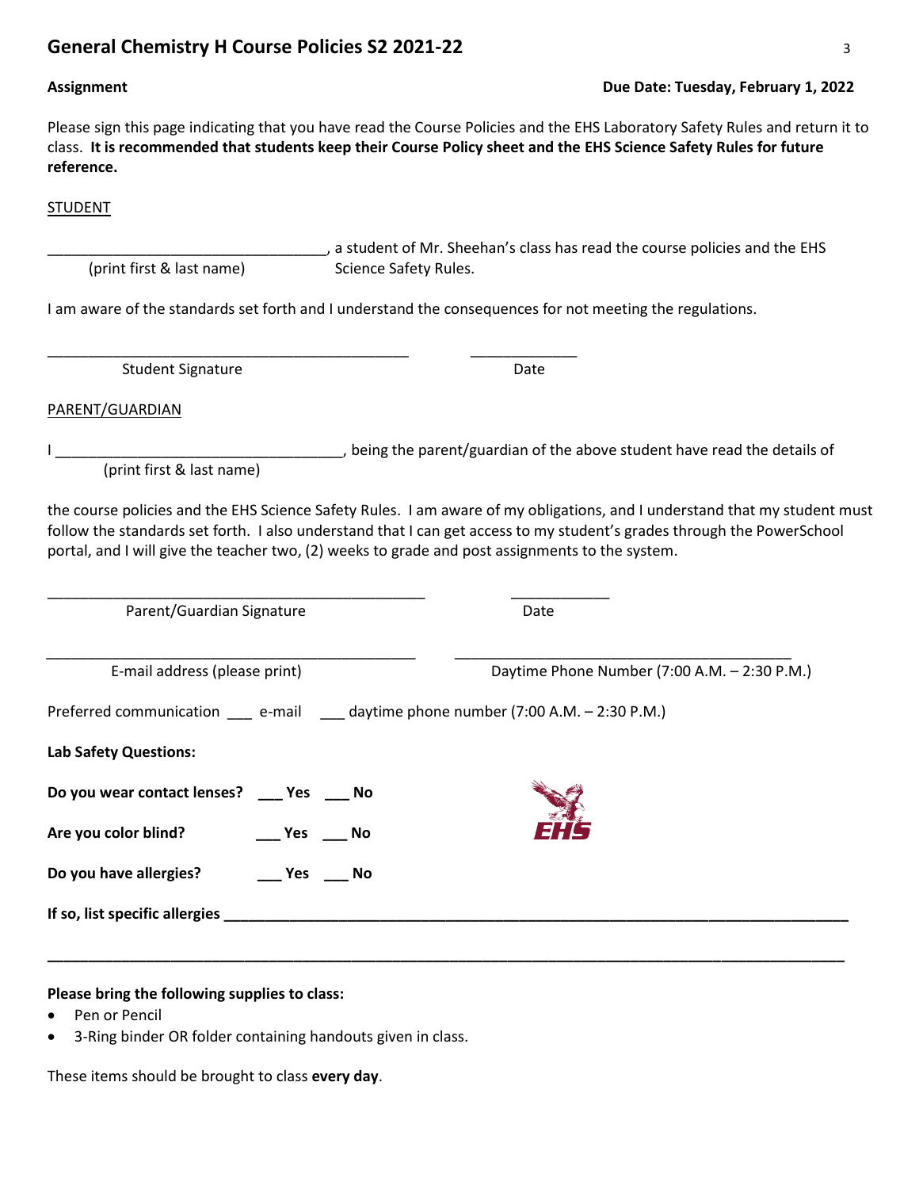# General Chemistry H Course Policies S2 2021-22

**Assignment** **Due Date: Tuesday, February 1, 2022**

Please sign this page indicating that you have read the Course Policies and the EHS Laboratory Safety Rules and return it to class. **It is recommended that students keep their Course Policy sheet and the EHS Science Safety Rules for future reference.**

STUDENT

___________________________________, a student of Mr. Sheehan's class has read the course policies and the EHS Science Safety Rules.
(print first & last name)

I am aware of the standards set forth and I understand the consequences for not meeting the regulations.

______________________________________________ _____________
Student Signature Date

PARENT/GUARDIAN

I ___________________________________, being the parent/guardian of the above student have read the details of
(print first & last name)

the course policies and the EHS Science Safety Rules. I am aware of my obligations, and I understand that my student must follow the standards set forth. I also understand that I can get access to my student's grades through the PowerSchool portal, and I will give the teacher two, (2) weeks to grade and post assignments to the system.

________________________________________________ ____________
Parent/Guardian Signature Date

_______________________________________________ ___________________________________________
E-mail address (please print) Daytime Phone Number (7:00 A.M. – 2:30 P.M.)

Preferred communication ___ e-mail ___ daytime phone number (7:00 A.M. – 2:30 P.M.)

**Lab Safety Questions:**

**Do you wear contact lenses? ___ Yes ___ No**

**Are you color blind? ___ Yes ___ No**

**Do you have allergies? ___ Yes ___ No**

**If so, list specific allergies ________________________________________________________________________________**

**____________________________________________________________________________________________________**

**Please bring the following supplies to class:**

- Pen or Pencil
- 3-Ring binder OR folder containing handouts given in class.

These items should be brought to class **every day**.